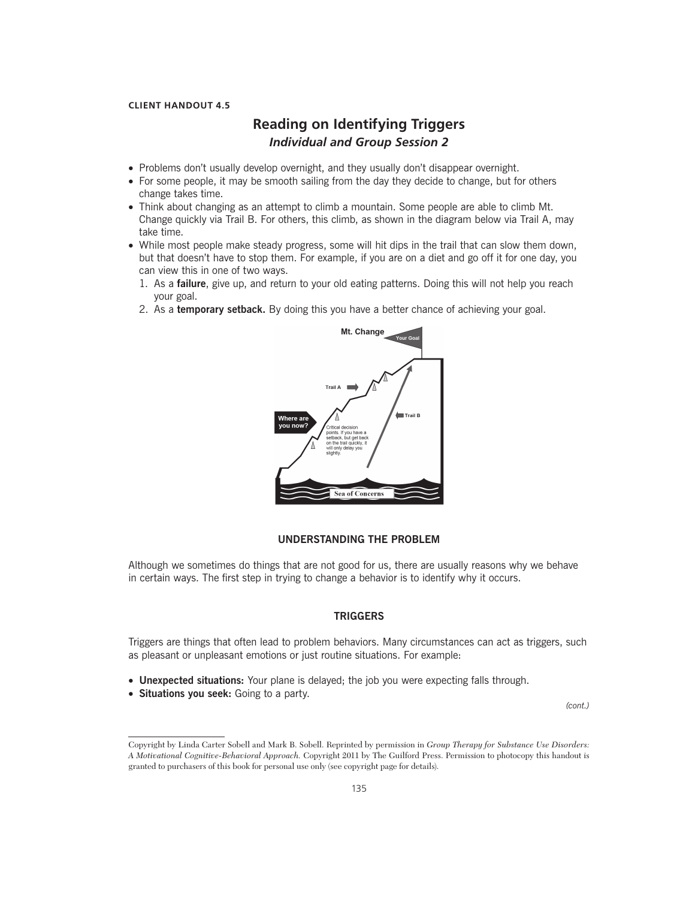**CLIENT HANDOUT 4.5**

# Reading on Identifying Triggers

## *Individual and Group Session 2*

- Problems don't usually develop overnight, and they usually don't disappear overnight.
- For some people, it may be smooth sailing from the day they decide to change, but for others change takes time.
- Think about changing as an attempt to climb a mountain. Some people are able to climb Mt. Change quickly via Trail B. For others, this climb, as shown in the diagram below via Trail A, may take time.
- While most people make steady progress, some will hit dips in the trail that can slow them down, but that doesn't have to stop them. For example, if you are on a diet and go off it for one day, you can view this in one of two ways.
  1. As a **failure**, give up, and return to your old eating patterns. Doing this will not help you reach your goal.
  2. As a **temporary setback.** By doing this you have a better chance of achieving your goal.

Mt. Change

Your Goal

Trail A

Trail B

Where are you now?

Critical decision points. If you have a setback, but get back on the trail quickly, it will only delay you slightly.

Sea of Concerns

### UNDERSTANDING THE PROBLEM

Although we sometimes do things that are not good for us, there are usually reasons why we behave in certain ways. The first step in trying to change a behavior is to identify why it occurs.

### TRIGGERS

Triggers are things that often lead to problem behaviors. Many circumstances can act as triggers, such as pleasant or unpleasant emotions or just routine situations. For example:

- **Unexpected situations:** Your plane is delayed; the job you were expecting falls through.
- **Situations you seek:** Going to a party.

*(cont.)*

Copyright by Linda Carter Sobell and Mark B. Sobell. Reprinted by permission in *Group Therapy for Substance Use Disorders: A Motivational Cognitive-Behavioral Approach.* Copyright 2011 by The Guilford Press. Permission to photocopy this handout is granted to purchasers of this book for personal use only (see copyright page for details).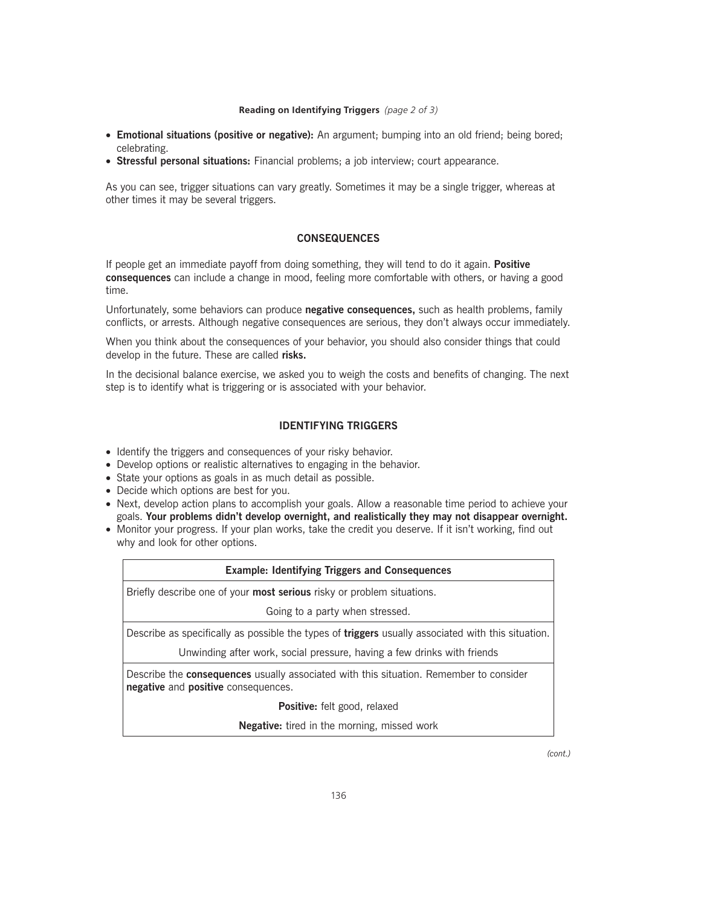- **Emotional situations (positive or negative):** An argument; bumping into an old friend; being bored; celebrating.
- **Stressful personal situations:** Financial problems; a job interview; court appearance.

As you can see, trigger situations can vary greatly. Sometimes it may be a single trigger, whereas at other times it may be several triggers.

## CONSEQUENCES

If people get an immediate payoff from doing something, they will tend to do it again. **Positive consequences** can include a change in mood, feeling more comfortable with others, or having a good time.

Unfortunately, some behaviors can produce **negative consequences,** such as health problems, family conflicts, or arrests. Although negative consequences are serious, they don't always occur immediately.

When you think about the consequences of your behavior, you should also consider things that could develop in the future. These are called **risks.**

In the decisional balance exercise, we asked you to weigh the costs and benefits of changing. The next step is to identify what is triggering or is associated with your behavior.

## IDENTIFYING TRIGGERS

- Identify the triggers and consequences of your risky behavior.
- Develop options or realistic alternatives to engaging in the behavior.
- State your options as goals in as much detail as possible.
- Decide which options are best for you.
- Next, develop action plans to accomplish your goals. Allow a reasonable time period to achieve your goals. **Your problems didn't develop overnight, and realistically they may not disappear overnight.**
- Monitor your progress. If your plan works, take the credit you deserve. If it isn't working, find out why and look for other options.

| **Example: Identifying Triggers and Consequences** |
|---|
| Briefly describe one of your **most serious** risky or problem situations. |
| Going to a party when stressed. |
| Describe as specifically as possible the types of **triggers** usually associated with this situation. |
| Unwinding after work, social pressure, having a few drinks with friends |
| Describe the **consequences** usually associated with this situation. Remember to consider **negative** and **positive** consequences. |
| **Positive:** felt good, relaxed |
| **Negative:** tired in the morning, missed work |

*(cont.)*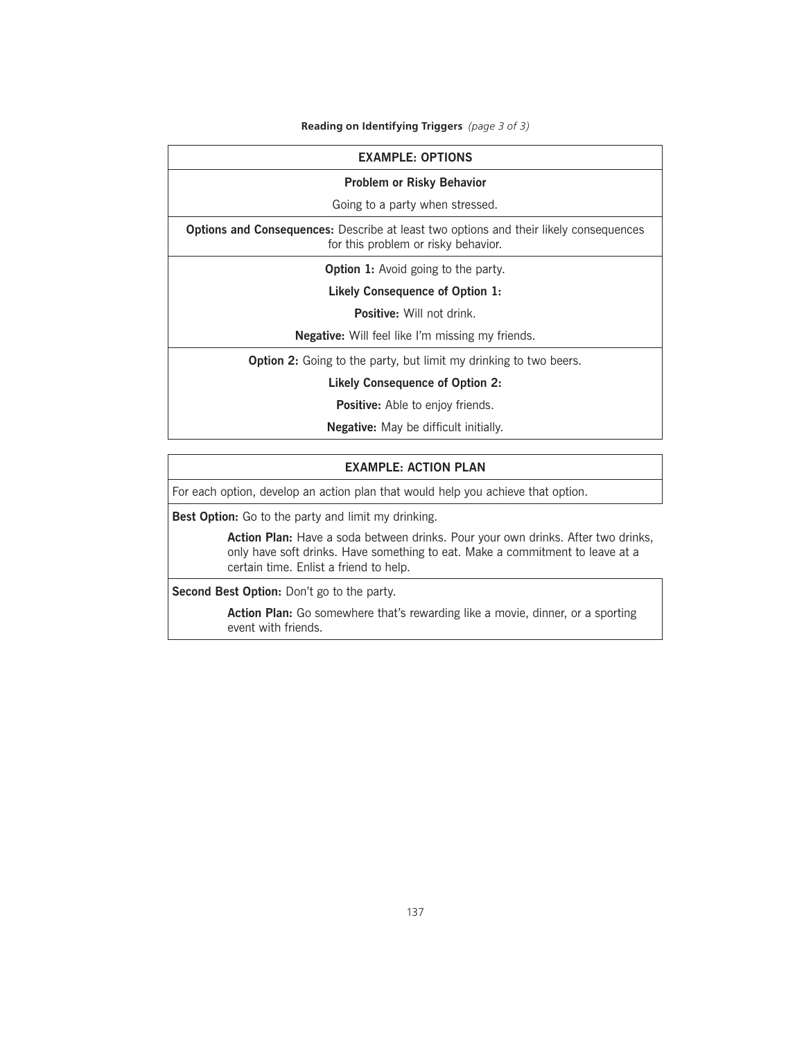**Reading on Identifying Triggers** *(page 3 of 3)*

| EXAMPLE: OPTIONS |
|---|
| **Problem or Risky Behavior** |
| Going to a party when stressed. |
| **Options and Consequences:** Describe at least two options and their likely consequences for this problem or risky behavior. |
| **Option 1:** Avoid going to the party. |
| **Likely Consequence of Option 1:** |
| **Positive:** Will not drink. |
| **Negative:** Will feel like I'm missing my friends. |
| **Option 2:** Going to the party, but limit my drinking to two beers. |
| **Likely Consequence of Option 2:** |
| **Positive:** Able to enjoy friends. |
| **Negative:** May be difficult initially. |

| EXAMPLE: ACTION PLAN |
|---|
| For each option, develop an action plan that would help you achieve that option. |
| **Best Option:** Go to the party and limit my drinking. |
| **Action Plan:** Have a soda between drinks. Pour your own drinks. After two drinks, only have soft drinks. Have something to eat. Make a commitment to leave at a certain time. Enlist a friend to help. |
| **Second Best Option:** Don't go to the party. |
| **Action Plan:** Go somewhere that's rewarding like a movie, dinner, or a sporting event with friends. |